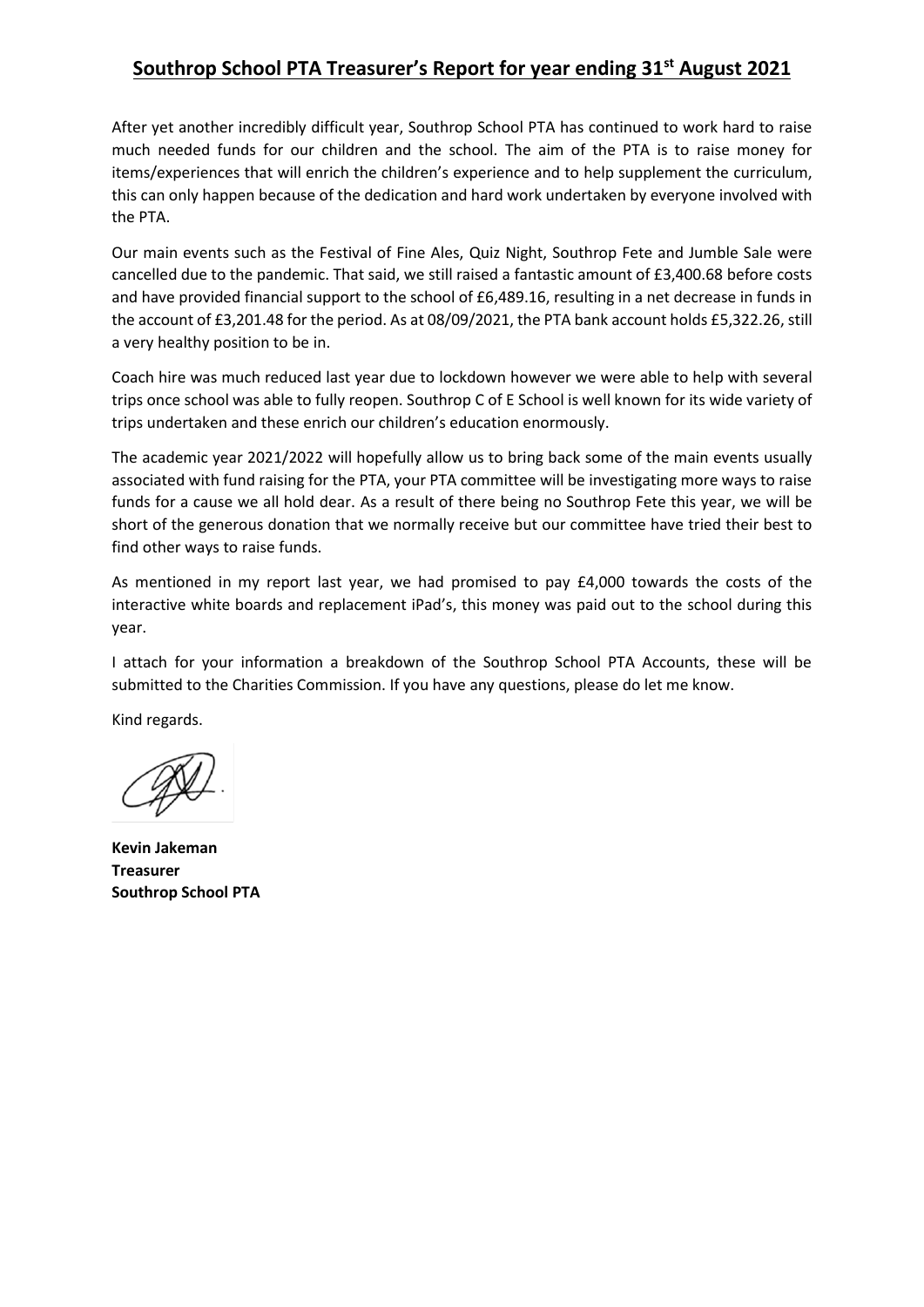# Southrop School PTA Treasurer's Report for year ending 31st August 2021

After yet another incredibly difficult year, Southrop School PTA has continued to work hard to raise much needed funds for our children and the school. The aim of the PTA is to raise money for items/experiences that will enrich the children's experience and to help supplement the curriculum, this can only happen because of the dedication and hard work undertaken by everyone involved with the PTA.

Our main events such as the Festival of Fine Ales, Quiz Night, Southrop Fete and Jumble Sale were cancelled due to the pandemic. That said, we still raised a fantastic amount of £3,400.68 before costs and have provided financial support to the school of £6,489.16, resulting in a net decrease in funds in the account of £3,201.48 for the period. As at 08/09/2021, the PTA bank account holds £5,322.26, still a very healthy position to be in.

Coach hire was much reduced last year due to lockdown however we were able to help with several trips once school was able to fully reopen. Southrop C of E School is well known for its wide variety of trips undertaken and these enrich our children's education enormously.

The academic year 2021/2022 will hopefully allow us to bring back some of the main events usually associated with fund raising for the PTA, your PTA committee will be investigating more ways to raise funds for a cause we all hold dear. As a result of there being no Southrop Fete this year, we will be short of the generous donation that we normally receive but our committee have tried their best to find other ways to raise funds.

As mentioned in my report last year, we had promised to pay £4,000 towards the costs of the interactive white boards and replacement iPad's, this money was paid out to the school during this year.

I attach for your information a breakdown of the Southrop School PTA Accounts, these will be submitted to the Charities Commission. If you have any questions, please do let me know.

Kind regards.

**Kevin Jakeman**
**Treasurer**
**Southrop School PTA**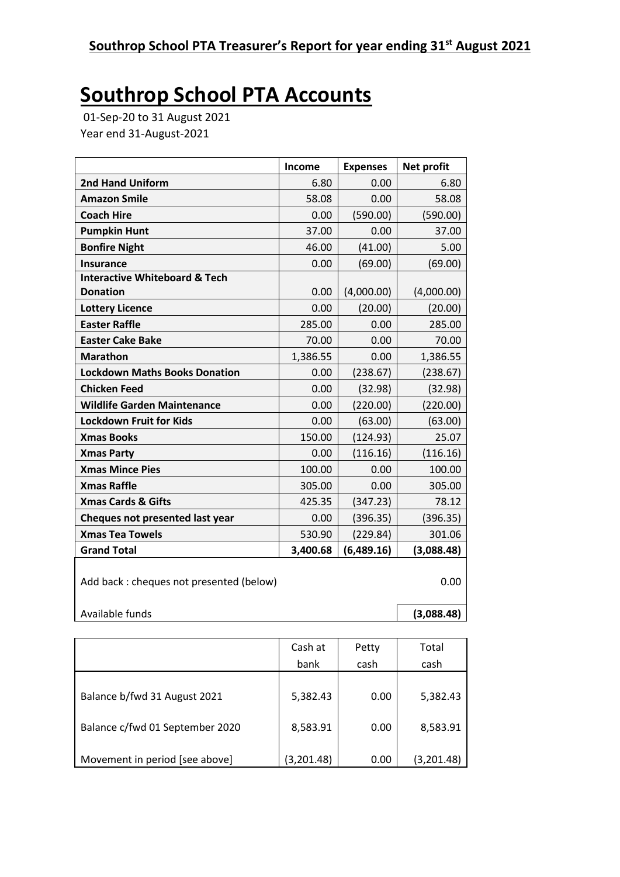## Southrop School PTA Treasurer's Report for year ending 31st August 2021

# Southrop School PTA Accounts

01-Sep-20 to 31 August 2021
Year end 31-August-2021

| | Income | Expenses | Net profit |
|---|---|---|---|
| **2nd Hand Uniform** | 6.80 | 0.00 | 6.80 |
| **Amazon Smile** | 58.08 | 0.00 | 58.08 |
| **Coach Hire** | 0.00 | (590.00) | (590.00) |
| **Pumpkin Hunt** | 37.00 | 0.00 | 37.00 |
| **Bonfire Night** | 46.00 | (41.00) | 5.00 |
| **Insurance** | 0.00 | (69.00) | (69.00) |
| **Interactive Whiteboard & Tech Donation** | 0.00 | (4,000.00) | (4,000.00) |
| **Lottery Licence** | 0.00 | (20.00) | (20.00) |
| **Easter Raffle** | 285.00 | 0.00 | 285.00 |
| **Easter Cake Bake** | 70.00 | 0.00 | 70.00 |
| **Marathon** | 1,386.55 | 0.00 | 1,386.55 |
| **Lockdown Maths Books Donation** | 0.00 | (238.67) | (238.67) |
| **Chicken Feed** | 0.00 | (32.98) | (32.98) |
| **Wildlife Garden Maintenance** | 0.00 | (220.00) | (220.00) |
| **Lockdown Fruit for Kids** | 0.00 | (63.00) | (63.00) |
| **Xmas Books** | 150.00 | (124.93) | 25.07 |
| **Xmas Party** | 0.00 | (116.16) | (116.16) |
| **Xmas Mince Pies** | 100.00 | 0.00 | 100.00 |
| **Xmas Raffle** | 305.00 | 0.00 | 305.00 |
| **Xmas Cards & Gifts** | 425.35 | (347.23) | 78.12 |
| **Cheques not presented last year** | 0.00 | (396.35) | (396.35) |
| **Xmas Tea Towels** | 530.90 | (229.84) | 301.06 |
| **Grand Total** | **3,400.68** | **(6,489.16)** | **(3,088.48)** |
| Add back : cheques not presented (below) | | | 0.00 |
| Available funds | | | **(3,088.48)** |

| | Cash at bank | Petty cash | Total cash |
|---|---|---|---|
| Balance b/fwd 31 August 2021 | 5,382.43 | 0.00 | 5,382.43 |
| Balance c/fwd 01 September 2020 | 8,583.91 | 0.00 | 8,583.91 |
| Movement in period [see above] | (3,201.48) | 0.00 | (3,201.48) |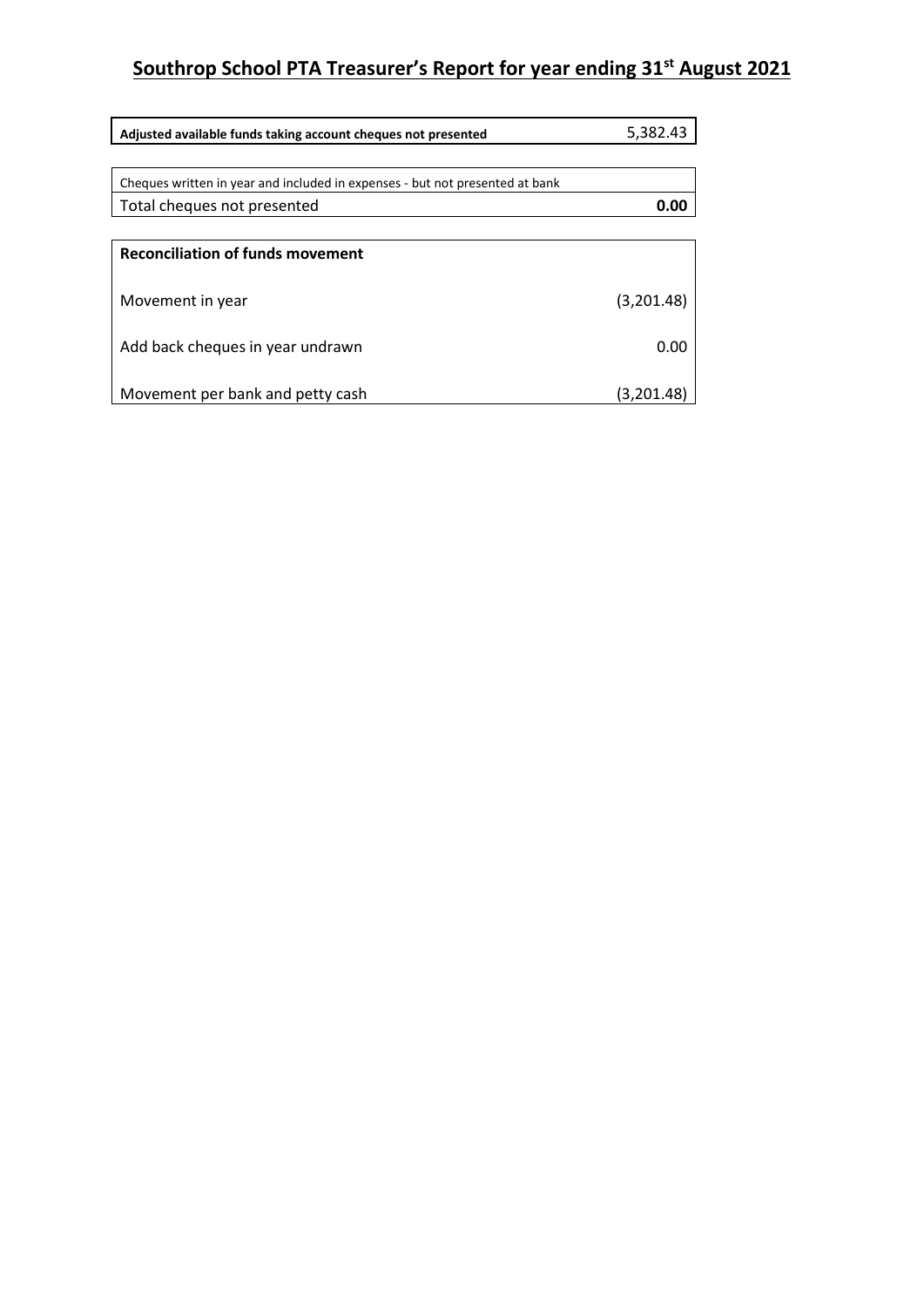# Southrop School PTA Treasurer's Report for year ending 31st August 2021

| | |
|---|---|
| **Adjusted available funds taking account cheques not presented** | 5,382.43 |

| | |
|---|---|
| Cheques written in year and included in expenses - but not presented at bank | |
| Total cheques not presented | **0.00** |

| | |
|---|---|
| **Reconciliation of funds movement** | |
| Movement in year | (3,201.48) |
| Add back cheques in year undrawn | 0.00 |
| Movement per bank and petty cash | (3,201.48) |